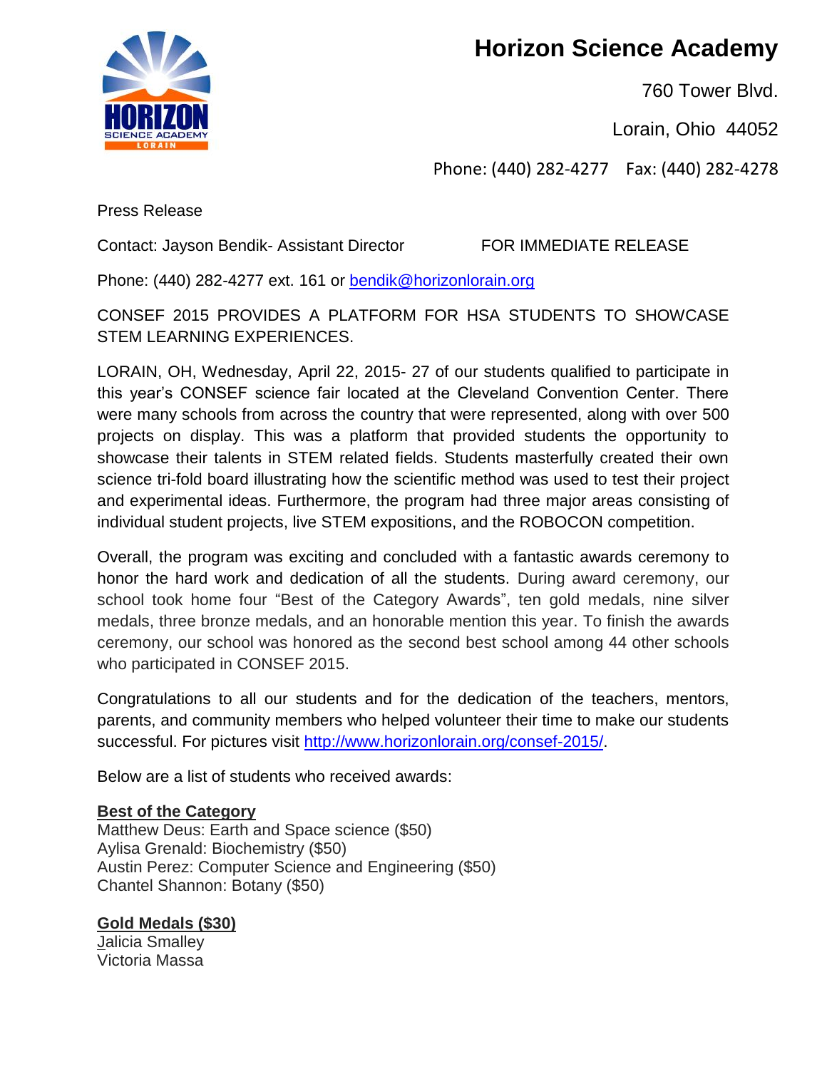# Horizon Science Academy

760 Tower Blvd.

Lorain, Ohio 44052

Phone: (440) 282-4277 Fax: (440) 282-4278

Press Release

Contact: Jayson Bendik- Assistant Director FOR IMMEDIATE RELEASE

Phone: (440) 282-4277 ext. 161 or bendik@horizonlorain.org

CONSEF 2015 PROVIDES A PLATFORM FOR HSA STUDENTS TO SHOWCASE STEM LEARNING EXPERIENCES.

LORAIN, OH, Wednesday, April 22, 2015- 27 of our students qualified to participate in this year's CONSEF science fair located at the Cleveland Convention Center. There were many schools from across the country that were represented, along with over 500 projects on display. This was a platform that provided students the opportunity to showcase their talents in STEM related fields. Students masterfully created their own science tri-fold board illustrating how the scientific method was used to test their project and experimental ideas. Furthermore, the program had three major areas consisting of individual student projects, live STEM expositions, and the ROBOCON competition.

Overall, the program was exciting and concluded with a fantastic awards ceremony to honor the hard work and dedication of all the students. During award ceremony, our school took home four "Best of the Category Awards", ten gold medals, nine silver medals, three bronze medals, and an honorable mention this year. To finish the awards ceremony, our school was honored as the second best school among 44 other schools who participated in CONSEF 2015.

Congratulations to all our students and for the dedication of the teachers, mentors, parents, and community members who helped volunteer their time to make our students successful. For pictures visit http://www.horizonlorain.org/consef-2015/.

Below are a list of students who received awards:

**Best of the Category**

Matthew Deus: Earth and Space science ($50)
Aylisa Grenald: Biochemistry ($50)
Austin Perez: Computer Science and Engineering ($50)
Chantel Shannon: Botany ($50)

**Gold Medals ($30)**

Jalicia Smalley
Victoria Massa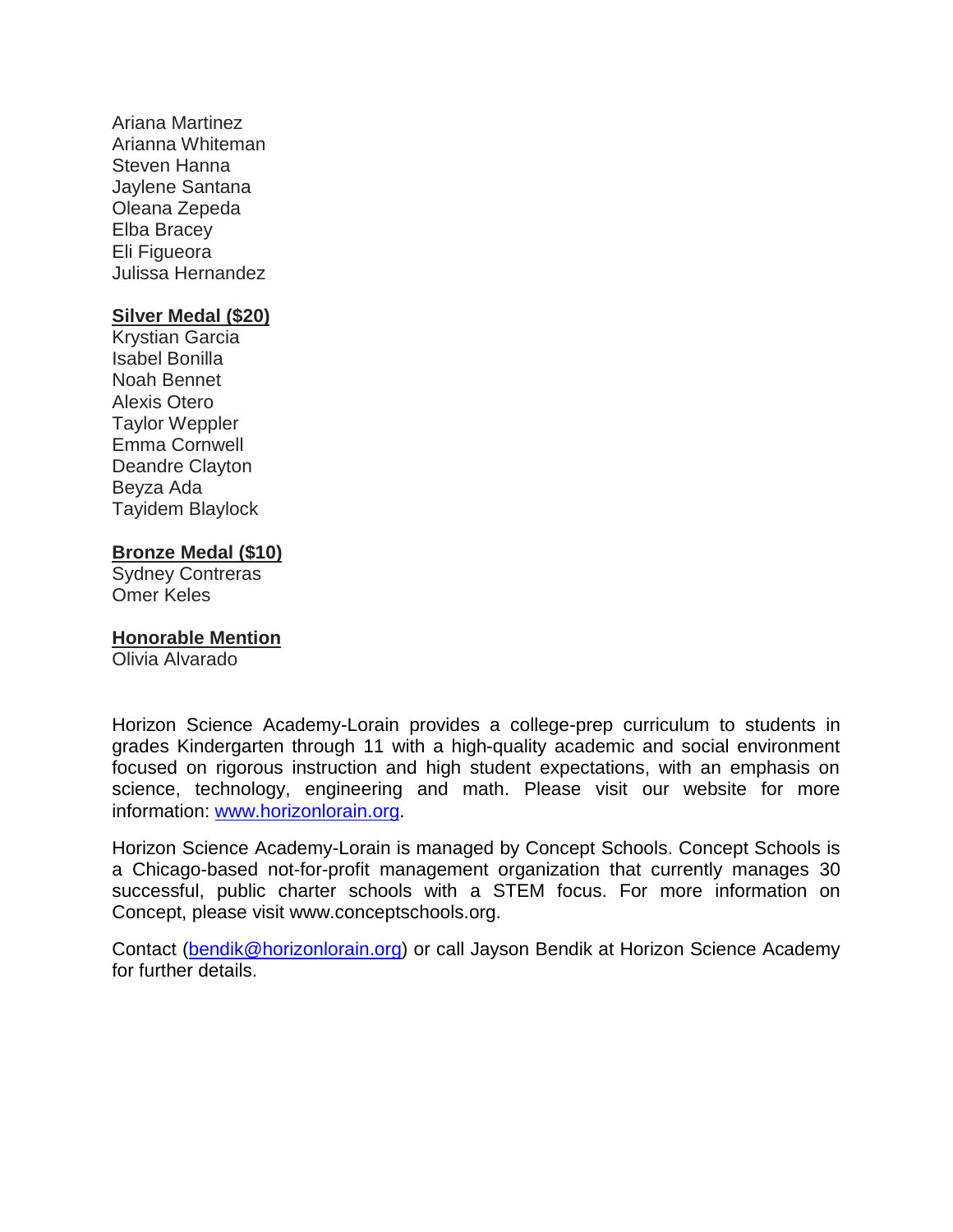Ariana Martinez
Arianna Whiteman
Steven Hanna
Jaylene Santana
Oleana Zepeda
Elba Bracey
Eli Figueora
Julissa Hernandez

**Silver Medal ($20)**
Krystian Garcia
Isabel Bonilla
Noah Bennet
Alexis Otero
Taylor Weppler
Emma Cornwell
Deandre Clayton
Beyza Ada
Tayidem Blaylock

**Bronze Medal ($10)**
Sydney Contreras
Omer Keles

**Honorable Mention**
Olivia Alvarado

Horizon Science Academy-Lorain provides a college-prep curriculum to students in grades Kindergarten through 11 with a high-quality academic and social environment focused on rigorous instruction and high student expectations, with an emphasis on science, technology, engineering and math. Please visit our website for more information: [www.horizonlorain.org](http://www.horizonlorain.org).

Horizon Science Academy-Lorain is managed by Concept Schools. Concept Schools is a Chicago-based not-for-profit management organization that currently manages 30 successful, public charter schools with a STEM focus. For more information on Concept, please visit www.conceptschools.org.

Contact ([bendik@horizonlorain.org](mailto:bendik@horizonlorain.org)) or call Jayson Bendik at Horizon Science Academy for further details.